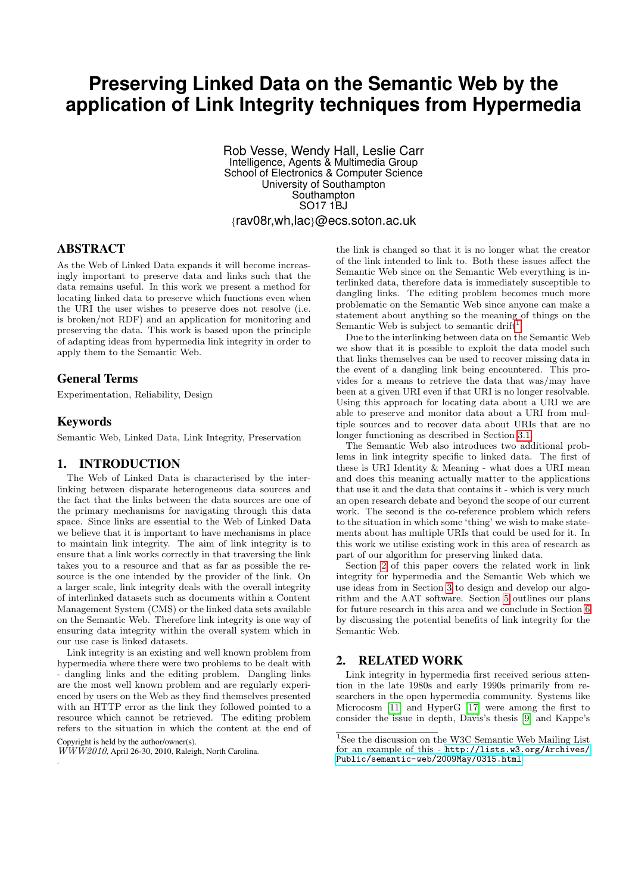# Preserving Linked Data on the Semantic Web by the application of Link Integrity techniques from Hypermedia

Rob Vesse, Wendy Hall, Leslie Carr
Intelligence, Agents & Multimedia Group
School of Electronics & Computer Science
University of Southampton
Southampton
SO17 1BJ
{rav08r,wh,lac}@ecs.soton.ac.uk

## ABSTRACT

As the Web of Linked Data expands it will become increasingly important to preserve data and links such that the data remains useful. In this work we present a method for locating linked data to preserve which functions even when the URI the user wishes to preserve does not resolve (i.e. is broken/not RDF) and an application for monitoring and preserving the data. This work is based upon the principle of adapting ideas from hypermedia link integrity in order to apply them to the Semantic Web.

## General Terms

Experimentation, Reliability, Design

## Keywords

Semantic Web, Linked Data, Link Integrity, Preservation

## 1. INTRODUCTION

The Web of Linked Data is characterised by the interlinking between disparate heterogeneous data sources and the fact that the links between the data sources are one of the primary mechanisms for navigating through this data space. Since links are essential to the Web of Linked Data we believe that it is important to have mechanisms in place to maintain link integrity. The aim of link integrity is to ensure that a link works correctly in that traversing the link takes you to a resource and that as far as possible the resource is the one intended by the provider of the link. On a larger scale, link integrity deals with the overall integrity of interlinked datasets such as documents within a Content Management System (CMS) or the linked data sets available on the Semantic Web. Therefore link integrity is one way of ensuring data integrity within the overall system which in our use case is linked datasets.

Link integrity is an existing and well known problem from hypermedia where there were two problems to be dealt with - dangling links and the editing problem. Dangling links are the most well known problem and are regularly experienced by users on the Web as they find themselves presented with an HTTP error as the link they followed pointed to a resource which cannot be retrieved. The editing problem refers to the situation in which the content at the end of the link is changed so that it is no longer what the creator of the link intended to link to. Both these issues affect the Semantic Web since on the Semantic Web everything is interlinked data, therefore data is immediately susceptible to dangling links. The editing problem becomes much more problematic on the Semantic Web since anyone can make a statement about anything so the meaning of things on the Semantic Web is subject to semantic drift[1].

Due to the interlinking between data on the Semantic Web we show that it is possible to exploit the data model such that links themselves can be used to recover missing data in the event of a dangling link being encountered. This provides for a means to retrieve the data that was/may have been at a given URI even if that URI is no longer resolvable. Using this approach for locating data about a URI we are able to preserve and monitor data about a URI from multiple sources and to recover data about URIs that are no longer functioning as described in Section 3.1.

The Semantic Web also introduces two additional problems in link integrity specific to linked data. The first of these is URI Identity & Meaning - what does a URI mean and does this meaning actually matter to the applications that use it and the data that contains it - which is very much an open research debate and beyond the scope of our current work. The second is the co-reference problem which refers to the situation in which some 'thing' we wish to make statements about has multiple URIs that could be used for it. In this work we utilise existing work in this area of research as part of our algorithm for preserving linked data.

Section 2 of this paper covers the related work in link integrity for hypermedia and the Semantic Web which we use ideas from in Section 3 to design and develop our algorithm and the AAT software. Section 5 outlines our plans for future research in this area and we conclude in Section 6 by discussing the potential benefits of link integrity for the Semantic Web.

## 2. RELATED WORK

Link integrity in hypermedia first received serious attention in the late 1980s and early 1990s primarily from researchers in the open hypermedia community. Systems like Microcosm [11] and HyperG [17] were among the first to consider the issue in depth, Davis's thesis [9] and Kappe's

---

[1] See the discussion on the W3C Semantic Web Mailing List for an example of this - http://lists.w3.org/Archives/Public/semantic-web/2009May/0315.html

Copyright is held by the author/owner(s).
*WWW2010*, April 26-30, 2010, Raleigh, North Carolina.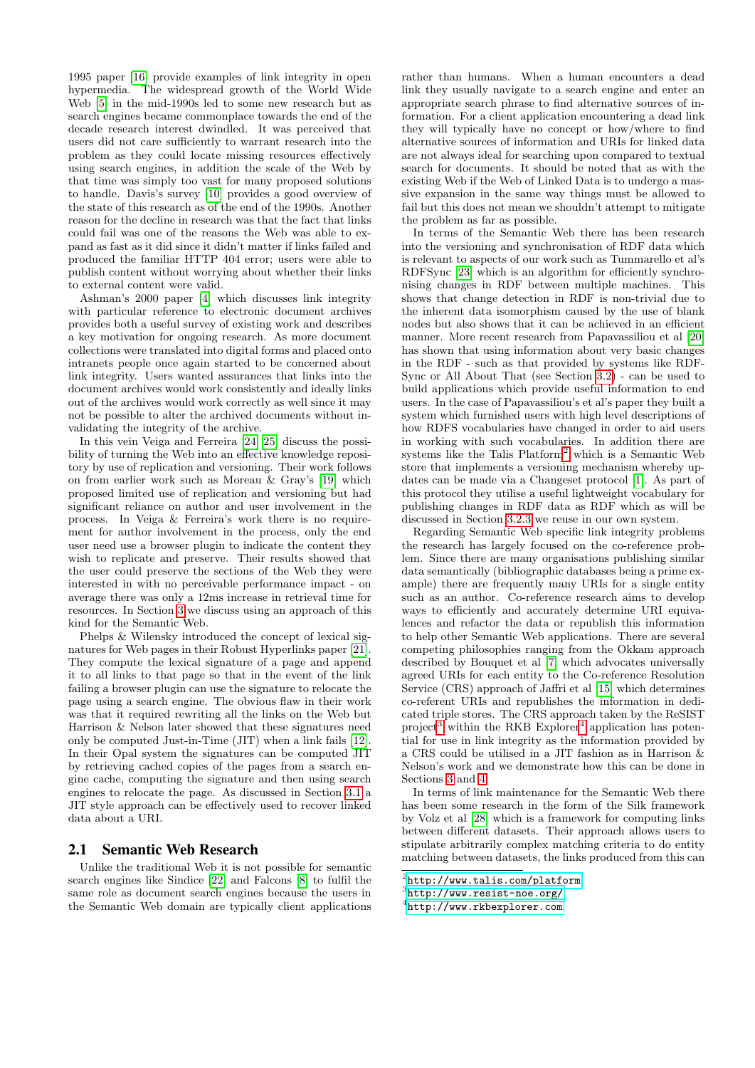1995 paper [16] provide examples of link integrity in open hypermedia. The widespread growth of the World Wide Web [5] in the mid-1990s led to some new research but as search engines became commonplace towards the end of the decade research interest dwindled. It was perceived that users did not care sufficiently to warrant research into the problem as they could locate missing resources effectively using search engines, in addition the scale of the Web by that time was simply too vast for many proposed solutions to handle. Davis's survey [10] provides a good overview of the state of this research as of the end of the 1990s. Another reason for the decline in research was that the fact that links could fail was one of the reasons the Web was able to expand as fast as it did since it didn't matter if links failed and produced the familiar HTTP 404 error; users were able to publish content without worrying about whether their links to external content were valid.

Ashman's 2000 paper [4] which discusses link integrity with particular reference to electronic document archives provides both a useful survey of existing work and describes a key motivation for ongoing research. As more document collections were translated into digital forms and placed onto intranets people once again started to be concerned about link integrity. Users wanted assurances that links into the document archives would work consistently and ideally links out of the archives would work correctly as well since it may not be possible to alter the archived documents without invalidating the integrity of the archive.

In this vein Veiga and Ferreira [24, 25] discuss the possibility of turning the Web into an effective knowledge repository by use of replication and versioning. Their work follows on from earlier work such as Moreau & Gray's [19] which proposed limited use of replication and versioning but had significant reliance on author and user involvement in the process. In Veiga & Ferreira's work there is no requirement for author involvement in the process, only the end user need use a browser plugin to indicate the content they wish to replicate and preserve. Their results showed that the user could preserve the sections of the Web they were interested in with no perceivable performance impact - on average there was only a 12ms increase in retrieval time for resources. In Section 3 we discuss using an approach of this kind for the Semantic Web.

Phelps & Wilensky introduced the concept of lexical signatures for Web pages in their Robust Hyperlinks paper [21]. They compute the lexical signature of a page and append it to all links to that page so that in the event of the link failing a browser plugin can use the signature to relocate the page using a search engine. The obvious flaw in their work was that it required rewriting all the links on the Web but Harrison & Nelson later showed that these signatures need only be computed Just-in-Time (JIT) when a link fails [12]. In their Opal system the signatures can be computed JIT by retrieving cached copies of the pages from a search engine cache, computing the signature and then using search engines to relocate the page. As discussed in Section 3.1 a JIT style approach can be effectively used to recover linked data about a URI.

## 2.1 Semantic Web Research

Unlike the traditional Web it is not possible for semantic search engines like Sindice [22] and Falcons [8] to fulfil the same role as document search engines because the users in the Semantic Web domain are typically client applications rather than humans. When a human encounters a dead link they usually navigate to a search engine and enter an appropriate search phrase to find alternative sources of information. For a client application encountering a dead link they will typically have no concept or how/where to find alternative sources of information and URIs for linked data are not always ideal for searching upon compared to textual search for documents. It should be noted that as with the existing Web if the Web of Linked Data is to undergo a massive expansion in the same way things must be allowed to fail but this does not mean we shouldn't attempt to mitigate the problem as far as possible.

In terms of the Semantic Web there has been research into the versioning and synchronisation of RDF data which is relevant to aspects of our work such as Tummarello et al's RDFSync [23] which is an algorithm for efficiently synchronising changes in RDF between multiple machines. This shows that change detection in RDF is non-trivial due to the inherent data isomorphism caused by the use of blank nodes but also shows that it can be achieved in an efficient manner. More recent research from Papavassiliou et al [20] has shown that using information about very basic changes in the RDF - such as that provided by systems like RDF-Sync or All About That (see Section 3.2) - can be used to build applications which provide useful information to end users. In the case of Papavassiliou's et al's paper they built a system which furnished users with high level descriptions of how RDFS vocabularies have changed in order to aid users in working with such vocabularies. In addition there are systems like the Talis Platform[2] which is a Semantic Web store that implements a versioning mechanism whereby updates can be made via a Changeset protocol [1]. As part of this protocol they utilise a useful lightweight vocabulary for publishing changes in RDF data as RDF which as will be discussed in Section 3.2.3 we reuse in our own system.

Regarding Semantic Web specific link integrity problems the research has largely focused on the co-reference problem. Since there are many organisations publishing similar data semantically (bibliographic databases being a prime example) there are frequently many URIs for a single entity such as an author. Co-reference research aims to develop ways to efficiently and accurately determine URI equivalences and refactor the data or republish this information to help other Semantic Web applications. There are several competing philosophies ranging from the Okkam approach described by Bouquet et al [7] which advocates universally agreed URIs for each entity to the Co-reference Resolution Service (CRS) approach of Jaffri et al [15] which determines co-referent URIs and republishes the information in dedicated triple stores. The CRS approach taken by the ReSIST project[3] within the RKB Explorer[4] application has potential for use in link integrity as the information provided by a CRS could be utilised in a JIT fashion as in Harrison & Nelson's work and we demonstrate how this can be done in Sections 3 and 4.

In terms of link maintenance for the Semantic Web there has been some research in the form of the Silk framework by Volz et al [28] which is a framework for computing links between different datasets. Their approach allows users to stipulate arbitrarily complex matching criteria to do entity matching between datasets, the links produced from this can

[2] http://www.talis.com/platform

[3] http://www.resist-noe.org/

[4] http://www.rkbexplorer.com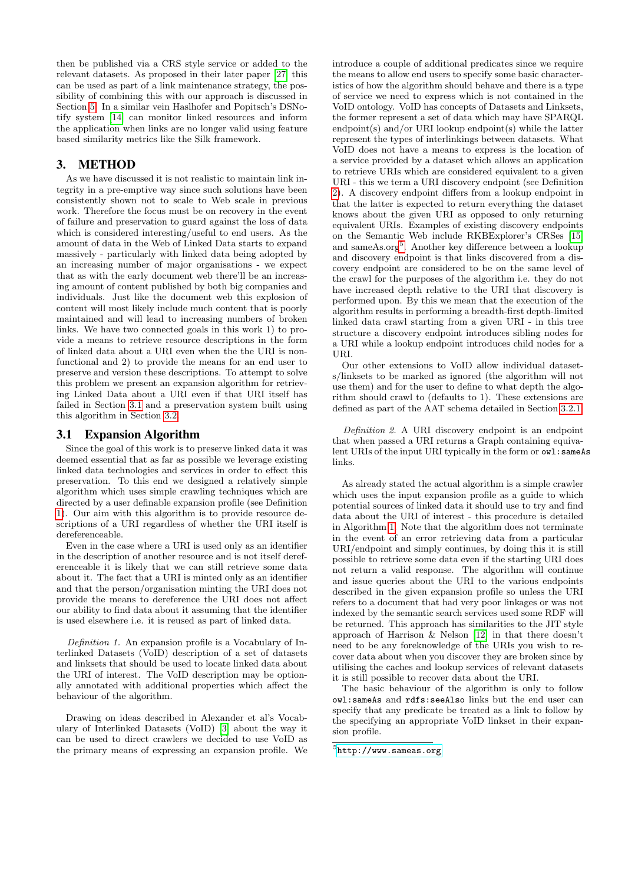then be published via a CRS style service or added to the relevant datasets. As proposed in their later paper [27] this can be used as part of a link maintenance strategy, the possibility of combining this with our approach is discussed in Section 5. In a similar vein Haslhofer and Popitsch's DSNotify system [14] can monitor linked resources and inform the application when links are no longer valid using feature based similarity metrics like the Silk framework.

## 3. METHOD

As we have discussed it is not realistic to maintain link integrity in a pre-emptive way since such solutions have been consistently shown not to scale to Web scale in previous work. Therefore the focus must be on recovery in the event of failure and preservation to guard against the loss of data which is considered interesting/useful to end users. As the amount of data in the Web of Linked Data starts to expand massively - particularly with linked data being adopted by an increasing number of major organisations - we expect that as with the early document web there'll be an increasing amount of content published by both big companies and individuals. Just like the document web this explosion of content will most likely include much content that is poorly maintained and will lead to increasing numbers of broken links. We have two connected goals in this work 1) to provide a means to retrieve resource descriptions in the form of linked data about a URI even when the the URI is non-functional and 2) to provide the means for an end user to preserve and version these descriptions. To attempt to solve this problem we present an expansion algorithm for retrieving Linked Data about a URI even if that URI itself has failed in Section 3.1 and a preservation system built using this algorithm in Section 3.2.

### 3.1 Expansion Algorithm

Since the goal of this work is to preserve linked data it was deemed essential that as far as possible we leverage existing linked data technologies and services in order to effect this preservation. To this end we designed a relatively simple algorithm which uses simple crawling techniques which are directed by a user definable expansion profile (see Definition 1). Our aim with this algorithm is to provide resource descriptions of a URI regardless of whether the URI itself is dereferenceable.

Even in the case where a URI is used only as an identifier in the description of another resource and is not itself dereferenceable it is likely that we can still retrieve some data about it. The fact that a URI is minted only as an identifier and that the person/organisation minting the URI does not provide the means to dereference the URI does not affect our ability to find data about it assuming that the identifier is used elsewhere i.e. it is reused as part of linked data.

*Definition 1.* An expansion profile is a Vocabulary of Interlinked Datasets (VoID) description of a set of datasets and linksets that should be used to locate linked data about the URI of interest. The VoID description may be optionally annotated with additional properties which affect the behaviour of the algorithm.

Drawing on ideas described in Alexander et al's Vocabulary of Interlinked Datasets (VoID) [3] about the way it can be used to direct crawlers we decided to use VoID as the primary means of expressing an expansion profile. We introduce a couple of additional predicates since we require the means to allow end users to specify some basic characteristics of how the algorithm should behave and there is a type of service we need to express which is not contained in the VoID ontology. VoID has concepts of Datasets and Linksets, the former represent a set of data which may have SPARQL endpoint(s) and/or URI lookup endpoint(s) while the latter represent the types of interlinkings between datasets. What VoID does not have a means to express is the location of a service provided by a dataset which allows an application to retrieve URIs which are considered equivalent to a given URI - this we term a URI discovery endpoint (see Definition 2). A discovery endpoint differs from a lookup endpoint in that the latter is expected to return everything the dataset knows about the given URI as opposed to only returning equivalent URIs. Examples of existing discovery endpoints on the Semantic Web include RKBExplorer's CRSes [15] and sameAs.org[5]. Another key difference between a lookup and discovery endpoint is that links discovered from a discovery endpoint are considered to be on the same level of the crawl for the purposes of the algorithm i.e. they do not have increased depth relative to the URI that discovery is performed upon. By this we mean that the execution of the algorithm results in performing a breadth-first depth-limited linked data crawl starting from a given URI - in this tree structure a discovery endpoint introduces sibling nodes for a URI while a lookup endpoint introduces child nodes for a URI.

Our other extensions to VoID allow individual datasets/linksets to be marked as ignored (the algorithm will not use them) and for the user to define to what depth the algorithm should crawl to (defaults to 1). These extensions are defined as part of the AAT schema detailed in Section 3.2.1.

*Definition 2.* A URI discovery endpoint is an endpoint that when passed a URI returns a Graph containing equivalent URIs of the input URI typically in the form or `owl:sameAs` links.

As already stated the actual algorithm is a simple crawler which uses the input expansion profile as a guide to which potential sources of linked data it should use to try and find data about the URI of interest - this procedure is detailed in Algorithm 1. Note that the algorithm does not terminate in the event of an error retrieving data from a particular URI/endpoint and simply continues, by doing this it is still possible to retrieve some data even if the starting URI does not return a valid response. The algorithm will continue and issue queries about the URI to the various endpoints described in the given expansion profile so unless the URI refers to a document that had very poor linkages or was not indexed by the semantic search services used some RDF will be returned. This approach has similarities to the JIT style approach of Harrison & Nelson [12] in that there doesn't need to be any foreknowledge of the URIs you wish to recover data about when you discover they are broken since by utilising the caches and lookup services of relevant datasets it is still possible to recover data about the URI.

The basic behaviour of the algorithm is only to follow `owl:sameAs` and `rdfs:seeAlso` links but the end user can specify that any predicate be treated as a link to follow by the specifying an appropriate VoID linkset in their expansion profile.

[5] http://www.sameas.org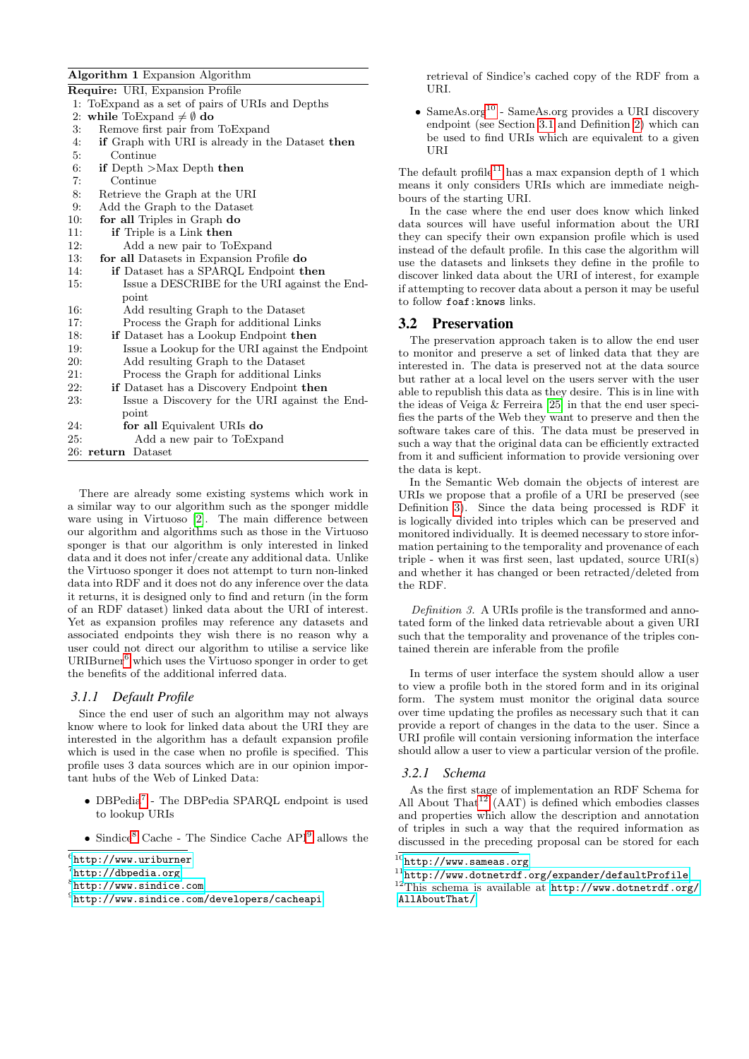**Algorithm 1** Expansion Algorithm

```
Require: URI, Expansion Profile
 1: ToExpand as a set of pairs of URIs and Depths
 2: while ToExpand ≠ ∅ do
 3:   Remove first pair from ToExpand
 4:   if Graph with URI is already in the Dataset then
 5:     Continue
 6:   if Depth >Max Depth then
 7:     Continue
 8:   Retrieve the Graph at the URI
 9:   Add the Graph to the Dataset
10:   for all Triples in Graph do
11:     if Triple is a Link then
12:       Add a new pair to ToExpand
13:   for all Datasets in Expansion Profile do
14:     if Dataset has a SPARQL Endpoint then
15:       Issue a DESCRIBE for the URI against the End-
          point
16:       Add resulting Graph to the Dataset
17:       Process the Graph for additional Links
18:     if Dataset has a Lookup Endpoint then
19:       Issue a Lookup for the URI against the Endpoint
20:       Add resulting Graph to the Dataset
21:       Process the Graph for additional Links
22:     if Dataset has a Discovery Endpoint then
23:       Issue a Discovery for the URI against the End-
          point
24:       for all Equivalent URIs do
25:         Add a new pair to ToExpand
26: return Dataset
```

There are already some existing systems which work in a similar way to our algorithm such as the sponger middle ware using in Virtuoso [2]. The main difference between our algorithm and algorithms such as those in the Virtuoso sponger is that our algorithm is only interested in linked data and it does not infer/create any additional data. Unlike the Virtuoso sponger it does not attempt to turn non-linked data into RDF and it does not do any inference over the data it returns, it is designed only to find and return (in the form of an RDF dataset) linked data about the URI of interest. Yet as expansion profiles may reference any datasets and associated endpoints they wish there is no reason why a user could not direct our algorithm to utilise a service like URIBurner[6] which uses the Virtuoso sponger in order to get the benefits of the additional inferred data.

### 3.1.1 Default Profile

Since the end user of such an algorithm may not always know where to look for linked data about the URI they are interested in the algorithm has a default expansion profile which is used in the case when no profile is specified. This profile uses 3 data sources which are in our opinion important hubs of the Web of Linked Data:

- DBPedia[7] - The DBPedia SPARQL endpoint is used to lookup URIs
- Sindice[8] Cache - The Sindice Cache API[9] allows the retrieval of Sindice's cached copy of the RDF from a URI.
- SameAs.org[10] - SameAs.org provides a URI discovery endpoint (see Section 3.1 and Definition 2) which can be used to find URIs which are equivalent to a given URI

The default profile[11] has a max expansion depth of 1 which means it only considers URIs which are immediate neighbours of the starting URI.

In the case where the end user does know which linked data sources will have useful information about the URI they can specify their own expansion profile which is used instead of the default profile. In this case the algorithm will use the datasets and linksets they define in the profile to discover linked data about the URI of interest, for example if attempting to recover data about a person it may be useful to follow `foaf:knows` links.

## 3.2 Preservation

The preservation approach taken is to allow the end user to monitor and preserve a set of linked data that they are interested in. The data is preserved not at the data source but rather at a local level on the users server with the user able to republish this data as they desire. This is in line with the ideas of Veiga & Ferreira [25] in that the end user specifies the parts of the Web they want to preserve and then the software takes care of this. The data must be preserved in such a way that the original data can be efficiently extracted from it and sufficient information to provide versioning over the data is kept.

In the Semantic Web domain the objects of interest are URIs we propose that a profile of a URI be preserved (see Definition 3). Since the data being processed is RDF it is logically divided into triples which can be preserved and monitored individually. It is deemed necessary to store information pertaining to the temporality and provenance of each triple - when it was first seen, last updated, source URI(s) and whether it has changed or been retracted/deleted from the RDF.

*Definition 3.* A URIs profile is the transformed and annotated form of the linked data retrievable about a given URI such that the temporality and provenance of the triples contained therein are inferable from the profile

In terms of user interface the system should allow a user to view a profile both in the stored form and in its original form. The system must monitor the original data source over time updating the profiles as necessary such that it can provide a report of changes in the data to the user. Since a URI profile will contain versioning information the interface should allow a user to view a particular version of the profile.

### 3.2.1 Schema

As the first stage of implementation an RDF Schema for All About That[12] (AAT) is defined which embodies classes and properties which allow the description and annotation of triples in such a way that the required information as discussed in the preceding proposal can be stored for each

---

[6] http://www.uriburner
[7] http://dbpedia.org
[8] http://www.sindice.com
[9] http://www.sindice.com/developers/cacheapi
[10] http://www.sameas.org
[11] http://www.dotnetrdf.org/expander/defaultProfile
[12] This schema is available at http://www.dotnetrdf.org/AllAboutThat/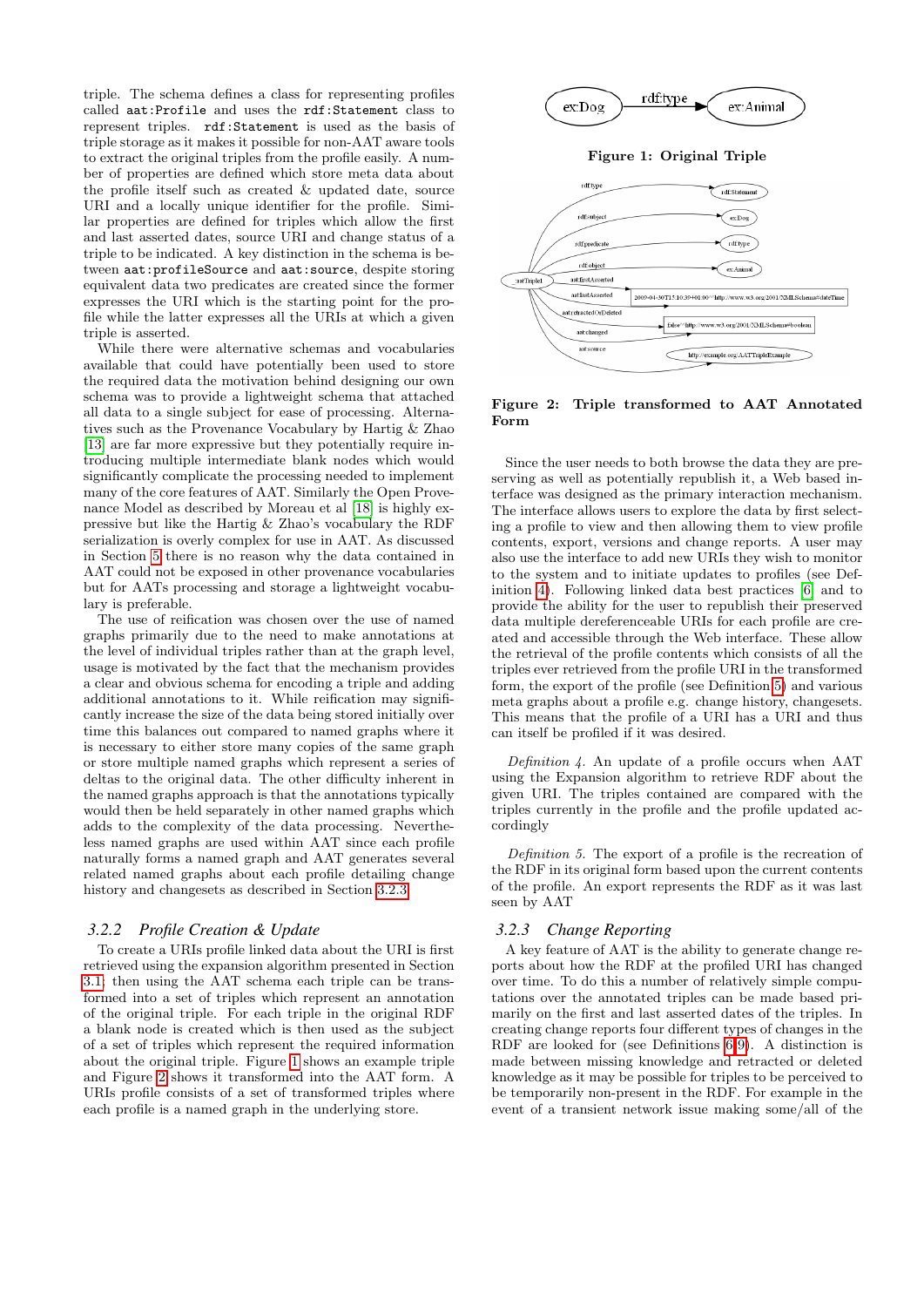triple. The schema defines a class for representing profiles called `aat:Profile` and uses the `rdf:Statement` class to represent triples. `rdf:Statement` is used as the basis of triple storage as it makes it possible for non-AAT aware tools to extract the original triples from the profile easily. A number of properties are defined which store meta data about the profile itself such as created & updated date, source URI and a locally unique identifier for the profile. Similar properties are defined for triples which allow the first and last asserted dates, source URI and change status of a triple to be indicated. A key distinction in the schema is between `aat:profileSource` and `aat:source`, despite storing equivalent data two predicates are created since the former expresses the URI which is the starting point for the profile while the latter expresses all the URIs at which a given triple is asserted.

While there were alternative schemas and vocabularies available that could have potentially been used to store the required data the motivation behind designing our own schema was to provide a lightweight schema that attached all data to a single subject for ease of processing. Alternatives such as the Provenance Vocabulary by Hartig & Zhao [13] are far more expressive but they potentially require introducing multiple intermediate blank nodes which would significantly complicate the processing needed to implement many of the core features of AAT. Similarly the Open Provenance Model as described by Moreau et al [18] is highly expressive but like the Hartig & Zhao's vocabulary the RDF serialization is overly complex for use in AAT. As discussed in Section 5 there is no reason why the data contained in AAT could not be exposed in other provenance vocabularies but for AATs processing and storage a lightweight vocabulary is preferable.

The use of reification was chosen over the use of named graphs primarily due to the need to make annotations at the level of individual triples rather than at the graph level, usage is motivated by the fact that the mechanism provides a clear and obvious schema for encoding a triple and adding additional annotations to it. While reification may significantly increase the size of the data being stored initially over time this balances out compared to named graphs where it is necessary to either store many copies of the same graph or store multiple named graphs which represent a series of deltas to the original data. The other difficulty inherent in the named graphs approach is that the annotations typically would then be held separately in other named graphs which adds to the complexity of the data processing. Nevertheless named graphs are used within AAT since each profile naturally forms a named graph and AAT generates several related named graphs about each profile detailing change history and changesets as described in Section 3.2.3

### 3.2.2 Profile Creation & Update

To create a URIs profile linked data about the URI is first retrieved using the expansion algorithm presented in Section 3.1; then using the AAT schema each triple can be transformed into a set of triples which represent an annotation of the original triple. For each triple in the original RDF a blank node is created which is then used as the subject of a set of triples which represent the required information about the original triple. Figure 1 shows an example triple and Figure 2 shows it transformed into the AAT form. A URIs profile consists of a set of transformed triples where each profile is a named graph in the underlying store.

**Figure 1: Original Triple**

**Figure 2: Triple transformed to AAT Annotated Form**

Since the user needs to both browse the data they are preserving as well as potentially republish it, a Web based interface was designed as the primary interaction mechanism. The interface allows users to explore the data by first selecting a profile to view and then allowing them to view profile contents, export, versions and change reports. A user may also use the interface to add new URIs they wish to monitor to the system and to initiate updates to profiles (see Definition 4). Following linked data best practices [6] and to provide the ability for the user to republish their preserved data multiple dereferenceable URIs for each profile are created and accessible through the Web interface. These allow the retrieval of the profile contents which consists of all the triples ever retrieved from the profile URI in the transformed form, the export of the profile (see Definition 5) and various meta graphs about a profile e.g. change history, changesets. This means that the profile of a URI has a URI and thus can itself be profiled if it was desired.

*Definition 4.* An update of a profile occurs when AAT using the Expansion algorithm to retrieve RDF about the given URI. The triples contained are compared with the triples currently in the profile and the profile updated accordingly

*Definition 5.* The export of a profile is the recreation of the RDF in its original form based upon the current contents of the profile. An export represents the RDF as it was last seen by AAT

### 3.2.3 Change Reporting

A key feature of AAT is the ability to generate change reports about how the RDF at the profiled URI has changed over time. To do this a number of relatively simple computations over the annotated triples can be made based primarily on the first and last asserted dates of the triples. In creating change reports four different types of changes in the RDF are looked for (see Definitions 6-9). A distinction is made between missing knowledge and retracted or deleted knowledge as it may be possible for triples to be perceived to be temporarily non-present in the RDF. For example in the event of a transient network issue making some/all of the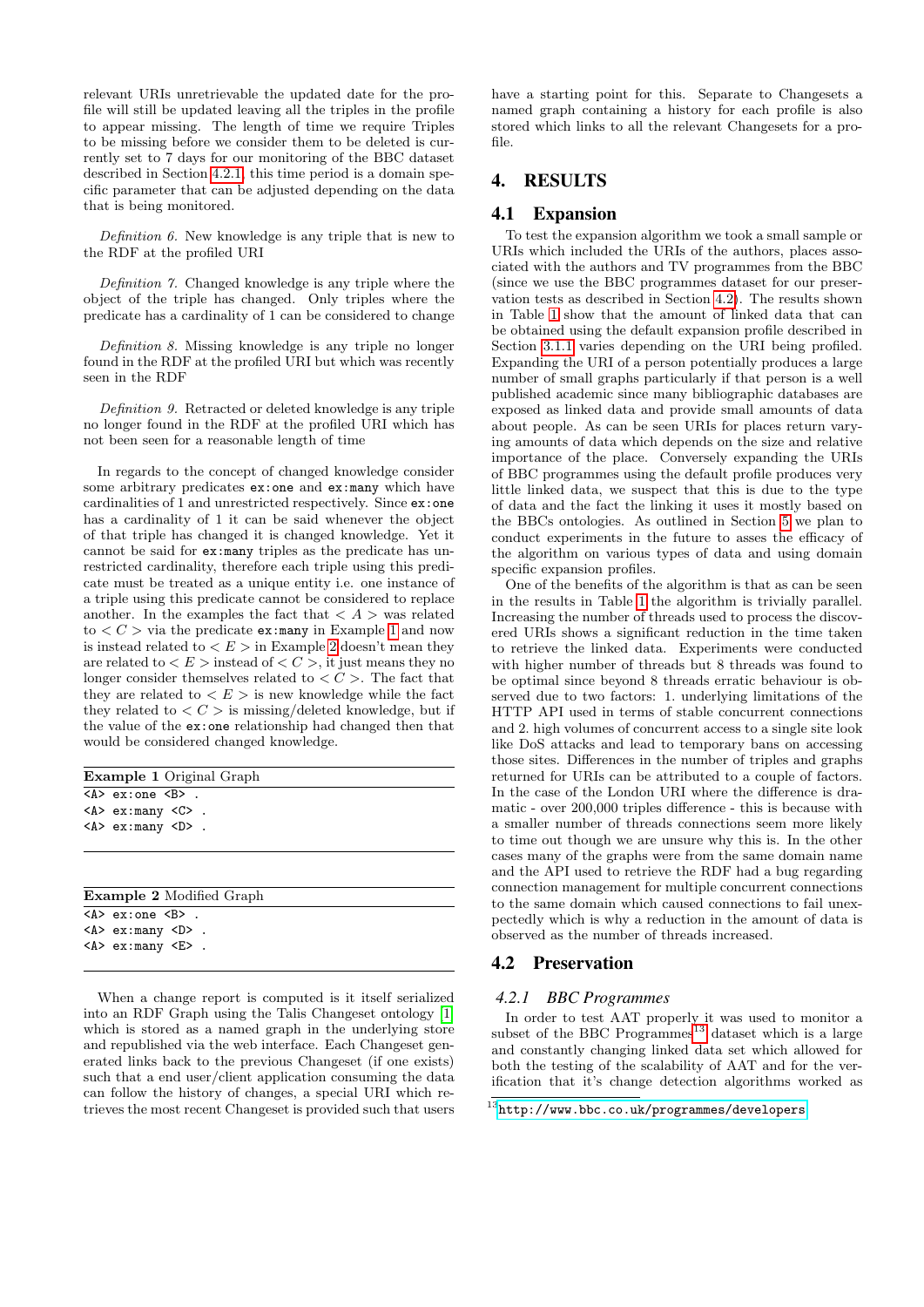relevant URIs unretrievable the updated date for the profile will still be updated leaving all the triples in the profile to appear missing. The length of time we require Triples to be missing before we consider them to be deleted is currently set to 7 days for our monitoring of the BBC dataset described in Section 4.2.1, this time period is a domain specific parameter that can be adjusted depending on the data that is being monitored.

*Definition 6.* New knowledge is any triple that is new to the RDF at the profiled URI

*Definition 7.* Changed knowledge is any triple where the object of the triple has changed. Only triples where the predicate has a cardinality of 1 can be considered to change

*Definition 8.* Missing knowledge is any triple no longer found in the RDF at the profiled URI but which was recently seen in the RDF

*Definition 9.* Retracted or deleted knowledge is any triple no longer found in the RDF at the profiled URI which has not been seen for a reasonable length of time

In regards to the concept of changed knowledge consider some arbitrary predicates `ex:one` and `ex:many` which have cardinalities of 1 and unrestricted respectively. Since `ex:one` has a cardinality of 1 it can be said whenever the object of that triple has changed it is changed knowledge. Yet it cannot be said for `ex:many` triples as the predicate has unrestricted cardinality, therefore each triple using this predicate must be treated as a unique entity i.e. one instance of a triple using this predicate cannot be considered to replace another. In the examples the fact that $< A >$ was related to $< C >$ via the predicate `ex:many` in Example 1 and now is instead related to $< E >$ in Example 2 doesn't mean they are related to $< E >$ instead of $< C >$, it just means they no longer consider themselves related to $< C >$. The fact that they are related to $< E >$ is new knowledge while the fact they related to $< C >$ is missing/deleted knowledge, but if the value of the `ex:one` relationship had changed then that would be considered changed knowledge.

**Example 1** Original Graph

```
<A> ex:one <B> .
<A> ex:many <C> .
<A> ex:many <D> .
```

**Example 2** Modified Graph

```
<A> ex:one <B> .
<A> ex:many <D> .
<A> ex:many <E> .
```

When a change report is computed is it itself serialized into an RDF Graph using the Talis Changeset ontology [1] which is stored as a named graph in the underlying store and republished via the web interface. Each Changeset generated links back to the previous Changeset (if one exists) such that a end user/client application consuming the data can follow the history of changes, a special URI which retrieves the most recent Changeset is provided such that users have a starting point for this. Separate to Changesets a named graph containing a history for each profile is also stored which links to all the relevant Changesets for a profile.

## 4. RESULTS

### 4.1 Expansion

To test the expansion algorithm we took a small sample or URIs which included the URIs of the authors, places associated with the authors and TV programmes from the BBC (since we use the BBC programmes dataset for our preservation tests as described in Section 4.2). The results shown in Table 1 show that the amount of linked data that can be obtained using the default expansion profile described in Section 3.1.1 varies depending on the URI being profiled. Expanding the URI of a person potentially produces a large number of small graphs particularly if that person is a well published academic since many bibliographic databases are exposed as linked data and provide small amounts of data about people. As can be seen URIs for places return varying amounts of data which depends on the size and relative importance of the place. Conversely expanding the URIs of BBC programmes using the default profile produces very little linked data, we suspect that this is due to the type of data and the fact the linking it uses it mostly based on the BBCs ontologies. As outlined in Section 5 we plan to conduct experiments in the future to asses the efficacy of the algorithm on various types of data and using domain specific expansion profiles.

One of the benefits of the algorithm is that as can be seen in the results in Table 1 the algorithm is trivially parallel. Increasing the number of threads used to process the discovered URIs shows a significant reduction in the time taken to retrieve the linked data. Experiments were conducted with higher number of threads but 8 threads was found to be optimal since beyond 8 threads erratic behaviour is observed due to two factors: 1. underlying limitations of the HTTP API used in terms of stable concurrent connections and 2. high volumes of concurrent access to a single site look like DoS attacks and lead to temporary bans on accessing those sites. Differences in the number of triples and graphs returned for URIs can be attributed to a couple of factors. In the case of the London URI where the difference is dramatic - over 200,000 triples difference - this is because with a smaller number of threads connections seem more likely to time out though we are unsure why this is. In the other cases many of the graphs were from the same domain name and the API used to retrieve the RDF had a bug regarding connection management for multiple concurrent connections to the same domain which caused connections to fail unexpectedly which is why a reduction in the amount of data is observed as the number of threads increased.

### 4.2 Preservation

#### 4.2.1 BBC Programmes

In order to test AAT properly it was used to monitor a subset of the BBC Programmes[13] dataset which is a large and constantly changing linked data set which allowed for both the testing of the scalability of AAT and for the verification that it's change detection algorithms worked as

[13] http://www.bbc.co.uk/programmes/developers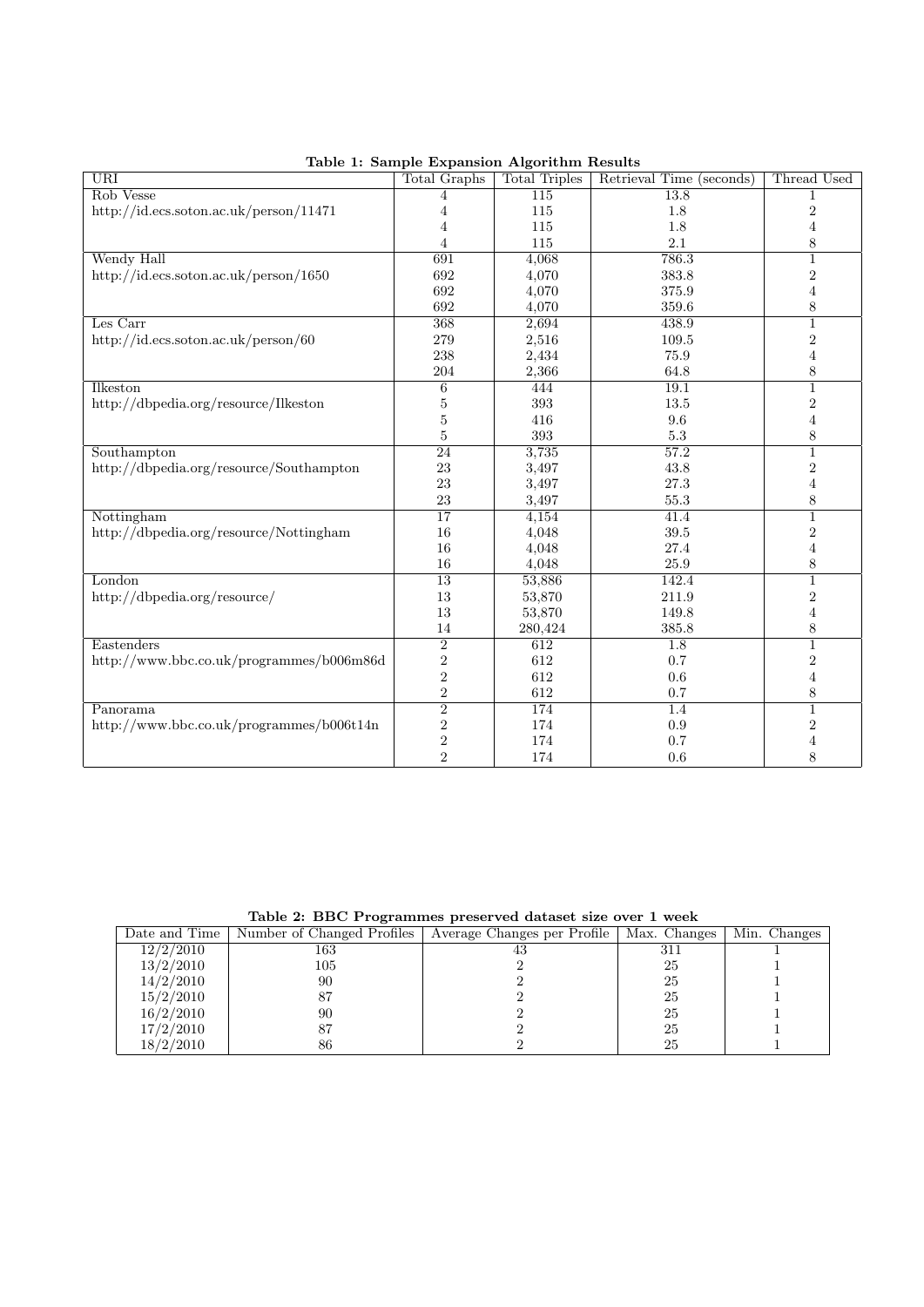**Table 1: Sample Expansion Algorithm Results**

| URI | Total Graphs | Total Triples | Retrieval Time (seconds) | Thread Used |
|---|---|---|---|---|
| Rob Vesse | 4 | 115 | 13.8 | 1 |
| http://id.ecs.soton.ac.uk/person/11471 | 4 | 115 | 1.8 | 2 |
| | 4 | 115 | 1.8 | 4 |
| | 4 | 115 | 2.1 | 8 |
| Wendy Hall | 691 | 4,068 | 786.3 | 1 |
| http://id.ecs.soton.ac.uk/person/1650 | 692 | 4,070 | 383.8 | 2 |
| | 692 | 4,070 | 375.9 | 4 |
| | 692 | 4,070 | 359.6 | 8 |
| Les Carr | 368 | 2,694 | 438.9 | 1 |
| http://id.ecs.soton.ac.uk/person/60 | 279 | 2,516 | 109.5 | 2 |
| | 238 | 2,434 | 75.9 | 4 |
| | 204 | 2,366 | 64.8 | 8 |
| Ilkeston | 6 | 444 | 19.1 | 1 |
| http://dbpedia.org/resource/Ilkeston | 5 | 393 | 13.5 | 2 |
| | 5 | 416 | 9.6 | 4 |
| | 5 | 393 | 5.3 | 8 |
| Southampton | 24 | 3,735 | 57.2 | 1 |
| http://dbpedia.org/resource/Southampton | 23 | 3,497 | 43.8 | 2 |
| | 23 | 3,497 | 27.3 | 4 |
| | 23 | 3,497 | 55.3 | 8 |
| Nottingham | 17 | 4,154 | 41.4 | 1 |
| http://dbpedia.org/resource/Nottingham | 16 | 4,048 | 39.5 | 2 |
| | 16 | 4,048 | 27.4 | 4 |
| | 16 | 4,048 | 25.9 | 8 |
| London | 13 | 53,886 | 142.4 | 1 |
| http://dbpedia.org/resource/ | 13 | 53,870 | 211.9 | 2 |
| | 13 | 53,870 | 149.8 | 4 |
| | 14 | 280,424 | 385.8 | 8 |
| Eastenders | 2 | 612 | 1.8 | 1 |
| http://www.bbc.co.uk/programmes/b006m86d | 2 | 612 | 0.7 | 2 |
| | 2 | 612 | 0.6 | 4 |
| | 2 | 612 | 0.7 | 8 |
| Panorama | 2 | 174 | 1.4 | 1 |
| http://www.bbc.co.uk/programmes/b006t14n | 2 | 174 | 0.9 | 2 |
| | 2 | 174 | 0.7 | 4 |
| | 2 | 174 | 0.6 | 8 |

**Table 2: BBC Programmes preserved dataset size over 1 week**

| Date and Time | Number of Changed Profiles | Average Changes per Profile | Max. Changes | Min. Changes |
|---|---|---|---|---|
| 12/2/2010 | 163 | 43 | 311 | 1 |
| 13/2/2010 | 105 | 2 | 25 | 1 |
| 14/2/2010 | 90 | 2 | 25 | 1 |
| 15/2/2010 | 87 | 2 | 25 | 1 |
| 16/2/2010 | 90 | 2 | 25 | 1 |
| 17/2/2010 | 87 | 2 | 25 | 1 |
| 18/2/2010 | 86 | 2 | 25 | 1 |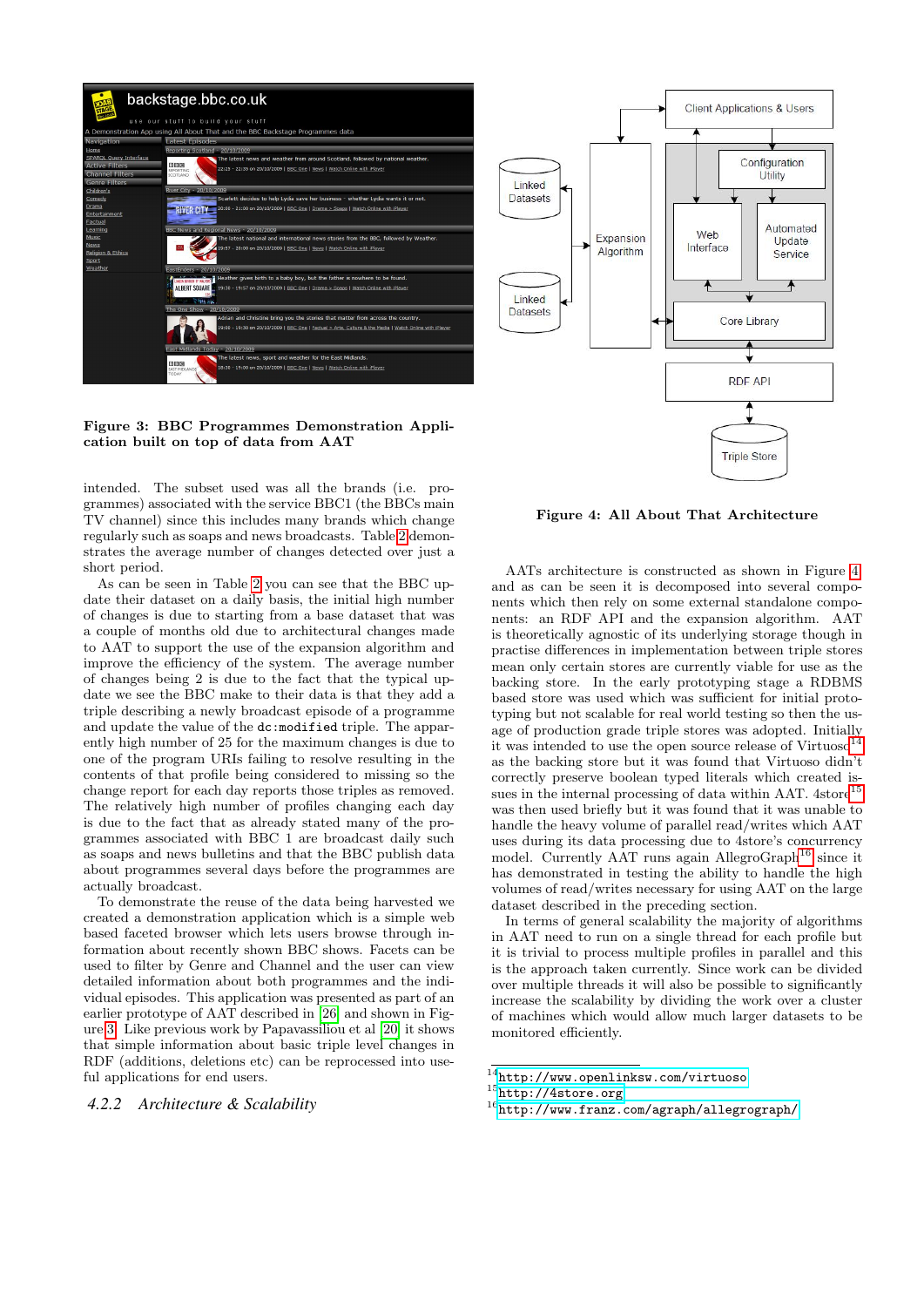Figure 3: BBC Programmes Demonstration Application built on top of data from AAT

intended. The subset used was all the brands (i.e. programmes) associated with the service BBC1 (the BBCs main TV channel) since this includes many brands which change regularly such as soaps and news broadcasts. Table 2 demonstrates the average number of changes detected over just a short period.

As can be seen in Table 2 you can see that the BBC update their dataset on a daily basis, the initial high number of changes is due to starting from a base dataset that was a couple of months old due to architectural changes made to AAT to support the use of the expansion algorithm and improve the efficiency of the system. The average number of changes being 2 is due to the fact that the typical update we see the BBC make to their data is that they add a triple describing a newly broadcast episode of a programme and update the value of the `dc:modified` triple. The apparently high number of 25 for the maximum changes is due to one of the program URIs failing to resolve resulting in the contents of that profile being considered to missing so the change report for each day reports those triples as removed. The relatively high number of profiles changing each day is due to the fact that as already stated many of the programmes associated with BBC 1 are broadcast daily such as soaps and news bulletins and that the BBC publish data about programmes several days before the programmes are actually broadcast.

To demonstrate the reuse of the data being harvested we created a demonstration application which is a simple web based faceted browser which lets users browse through information about recently shown BBC shows. Facets can be used to filter by Genre and Channel and the user can view detailed information about both programmes and the individual episodes. This application was presented as part of an earlier prototype of AAT described in [26] and shown in Figure 3. Like previous work by Papavassiliou et al [20] it shows that simple information about basic triple level changes in RDF (additions, deletions etc) can be reprocessed into useful applications for end users.

### 4.2.2 *Architecture & Scalability*

Figure 4: All About That Architecture

AATs architecture is constructed as shown in Figure 4 and as can be seen it is decomposed into several components which then rely on some external standalone components: an RDF API and the expansion algorithm. AAT is theoretically agnostic of its underlying storage though in practise differences in implementation between triple stores mean only certain stores are currently viable for use as the backing store. In the early prototyping stage a RDBMS based store was used which was sufficient for initial prototyping but not scalable for real world testing so the usage of production grade triple stores was adopted. Initially it was intended to use the open source release of Virtuoso[14] as the backing store but it was found that Virtuoso didn't correctly preserve boolean typed literals which created issues in the internal processing of data within AAT. 4store[15] was then used briefly but it was found that it was unable to handle the heavy volume of parallel read/writes which AAT uses during its data processing due to 4store's concurrency model. Currently AAT runs again AllegroGraph[16] since it has demonstrated in testing the ability to handle the high volumes of read/writes necessary for using AAT on the large dataset described in the preceding section.

In terms of general scalability the majority of algorithms in AAT need to run on a single thread for each profile but it is trivial to process multiple profiles in parallel and this is the approach taken currently. Since work can be divided over multiple threads it will also be possible to significantly increase the scalability by dividing the work over a cluster of machines which would allow much larger datasets to be monitored efficiently.

[14] http://www.openlinksw.com/virtuoso
[15] http://4store.org
[16] http://www.franz.com/agraph/allegrograph/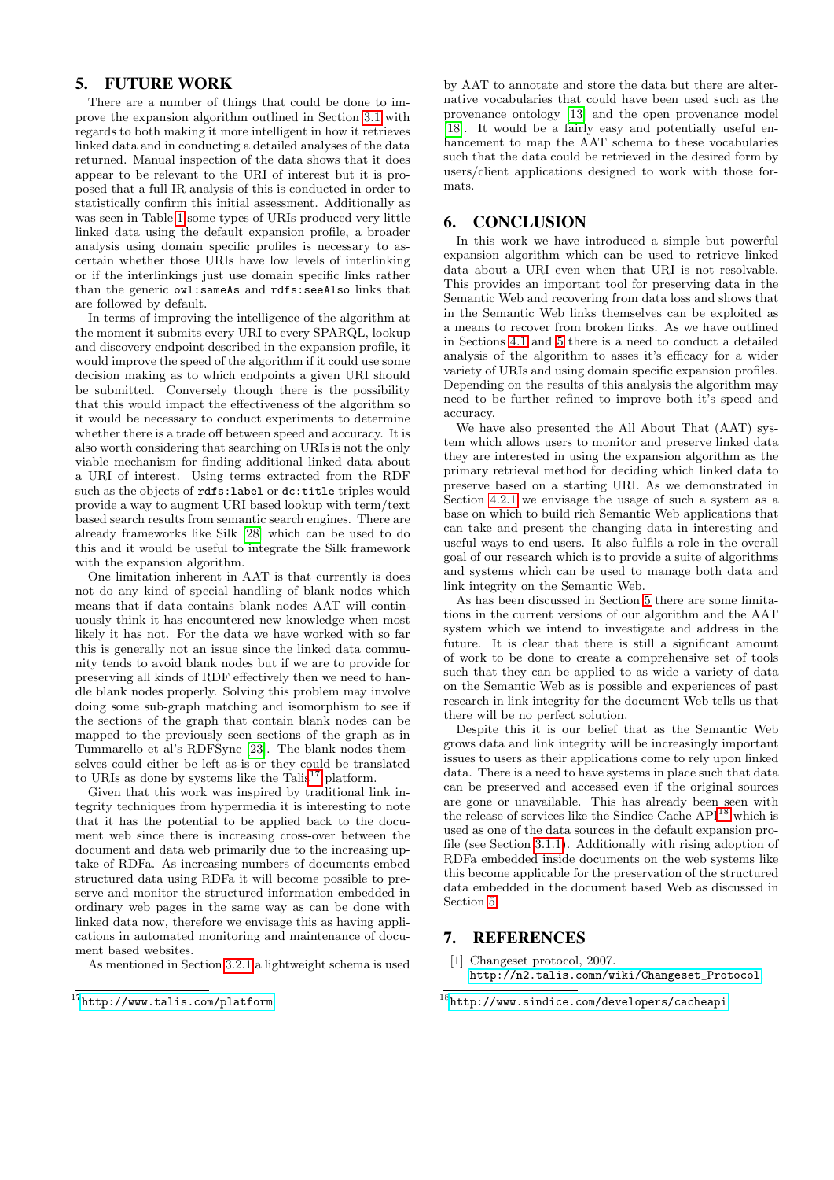## 5. FUTURE WORK

There are a number of things that could be done to improve the expansion algorithm outlined in Section 3.1 with regards to both making it more intelligent in how it retrieves linked data and in conducting a detailed analyses of the data returned. Manual inspection of the data shows that it does appear to be relevant to the URI of interest but it is proposed that a full IR analysis of this is conducted in order to statistically confirm this initial assessment. Additionally as was seen in Table 1 some types of URIs produced very little linked data using the default expansion profile, a broader analysis using domain specific profiles is necessary to ascertain whether those URIs have low levels of interlinking or if the interlinkings just use domain specific links rather than the generic `owl:sameAs` and `rdfs:seeAlso` links that are followed by default.

In terms of improving the intelligence of the algorithm at the moment it submits every URI to every SPARQL, lookup and discovery endpoint described in the expansion profile, it would improve the speed of the algorithm if it could use some decision making as to which endpoints a given URI should be submitted. Conversely though there is the possibility that this would impact the effectiveness of the algorithm so it would be necessary to conduct experiments to determine whether there is a trade off between speed and accuracy. It is also worth considering that searching on URIs is not the only viable mechanism for finding additional linked data about a URI of interest. Using terms extracted from the RDF such as the objects of `rdfs:label` or `dc:title` triples would provide a way to augment URI based lookup with term/text based search results from semantic search engines. There are already frameworks like Silk [28] which can be used to do this and it would be useful to integrate the Silk framework with the expansion algorithm.

One limitation inherent in AAT is that currently is does not do any kind of special handling of blank nodes which means that if data contains blank nodes AAT will continuously think it has encountered new knowledge when most likely it has not. For the data we have worked with so far this is generally not an issue since the linked data community tends to avoid blank nodes but if we are to provide for preserving all kinds of RDF effectively then we need to handle blank nodes properly. Solving this problem may involve doing some sub-graph matching and isomorphism to see if the sections of the graph that contain blank nodes can be mapped to the previously seen sections of the graph as in Tummarello et al's RDFSync [23]. The blank nodes themselves could either be left as-is or they could be translated to URIs as done by systems like the Talis[17] platform.

Given that this work was inspired by traditional link integrity techniques from hypermedia it is interesting to note that it has the potential to be applied back to the document web since there is increasing cross-over between the document and data web primarily due to the increasing uptake of RDFa. As increasing numbers of documents embed structured data using RDFa it will become possible to preserve and monitor the structured information embedded in ordinary web pages in the same way as can be done with linked data now, therefore we envisage this as having applications in automated monitoring and maintenance of document based websites.

As mentioned in Section 3.2.1 a lightweight schema is used by AAT to annotate and store the data but there are alternative vocabularies that could have been used such as the provenance ontology [13] and the open provenance model [18]. It would be a fairly easy and potentially useful enhancement to map the AAT schema to these vocabularies such that the data could be retrieved in the desired form by users/client applications designed to work with those formats.

## 6. CONCLUSION

In this work we have introduced a simple but powerful expansion algorithm which can be used to retrieve linked data about a URI even when that URI is not resolvable. This provides an important tool for preserving data in the Semantic Web and recovering from data loss and shows that in the Semantic Web links themselves can be exploited as a means to recover from broken links. As we have outlined in Sections 4.1 and 5 there is a need to conduct a detailed analysis of the algorithm to asses it's efficacy for a wider variety of URIs and using domain specific expansion profiles. Depending on the results of this analysis the algorithm may need to be further refined to improve both it's speed and accuracy.

We have also presented the All About That (AAT) system which allows users to monitor and preserve linked data they are interested in using the expansion algorithm as the primary retrieval method for deciding which linked data to preserve based on a starting URI. As we demonstrated in Section 4.2.1 we envisage the usage of such a system as a base on which to build rich Semantic Web applications that can take and present the changing data in interesting and useful ways to end users. It also fulfils a role in the overall goal of our research which is to provide a suite of algorithms and systems which can be used to manage both data and link integrity on the Semantic Web.

As has been discussed in Section 5 there are some limitations in the current versions of our algorithm and the AAT system which we intend to investigate and address in the future. It is clear that there is still a significant amount of work to be done to create a comprehensive set of tools such that they can be applied to as wide a variety of data on the Semantic Web as is possible and experiences of past research in link integrity for the document Web tells us that there will be no perfect solution.

Despite this it is our belief that as the Semantic Web grows data and link integrity will be increasingly important issues to users as their applications come to rely upon linked data. There is a need to have systems in place such that data can be preserved and accessed even if the original sources are gone or unavailable. This has already been seen with the release of services like the Sindice Cache API[18] which is used as one of the data sources in the default expansion profile (see Section 3.1.1). Additionally with rising adoption of RDFa embedded inside documents on the web systems like this become applicable for the preservation of the structured data embedded in the document based Web as discussed in Section 5.

## 7. REFERENCES

[1] Changeset protocol, 2007. http://n2.talis.comn/wiki/Changeset_Protocol.

---

[17] http://www.talis.com/platform

[18] http://www.sindice.com/developers/cacheapi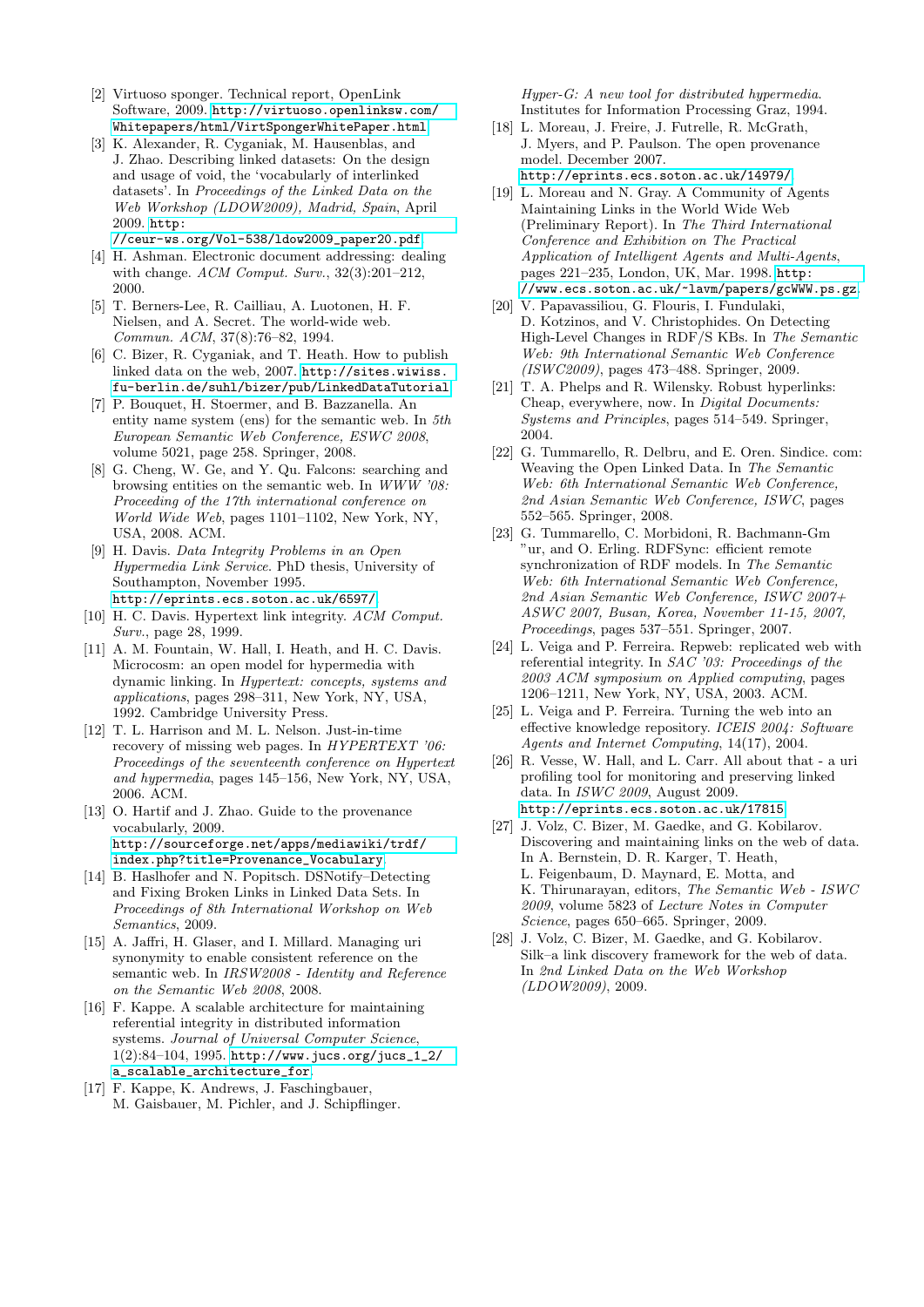[2] Virtuoso sponger. Technical report, OpenLink Software, 2009. http://virtuoso.openlinksw.com/Whitepapers/html/VirtSpongerWhitePaper.html.

[3] K. Alexander, R. Cyganiak, M. Hausenblas, and J. Zhao. Describing linked datasets: On the design and usage of void, the 'vocabulary of interlinked datasets'. In *Proceedings of the Linked Data on the Web Workshop (LDOW2009), Madrid, Spain*, April 2009. http://ceur-ws.org/Vol-538/ldow2009_paper20.pdf.

[4] H. Ashman. Electronic document addressing: dealing with change. *ACM Comput. Surv.*, 32(3):201–212, 2000.

[5] T. Berners-Lee, R. Cailliau, A. Luotonen, H. F. Nielsen, and A. Secret. The world-wide web. *Commun. ACM*, 37(8):76–82, 1994.

[6] C. Bizer, R. Cyganiak, and T. Heath. How to publish linked data on the web, 2007. http://sites.wiwiss.fu-berlin.de/suhl/bizer/pub/LinkedDataTutorial.

[7] P. Bouquet, H. Stoermer, and B. Bazzanella. An entity name system (ens) for the semantic web. In *5th European Semantic Web Conference, ESWC 2008*, volume 5021, page 258. Springer, 2008.

[8] G. Cheng, W. Ge, and Y. Qu. Falcons: searching and browsing entities on the semantic web. In *WWW '08: Proceeding of the 17th international conference on World Wide Web*, pages 1101–1102, New York, NY, USA, 2008. ACM.

[9] H. Davis. *Data Integrity Problems in an Open Hypermedia Link Service*. PhD thesis, University of Southampton, November 1995. http://eprints.ecs.soton.ac.uk/6597/.

[10] H. C. Davis. Hypertext link integrity. *ACM Comput. Surv.*, page 28, 1999.

[11] A. M. Fountain, W. Hall, I. Heath, and H. C. Davis. Microcosm: an open model for hypermedia with dynamic linking. In *Hypertext: concepts, systems and applications*, pages 298–311, New York, NY, USA, 1992. Cambridge University Press.

[12] T. L. Harrison and M. L. Nelson. Just-in-time recovery of missing web pages. In *HYPERTEXT '06: Proceedings of the seventeenth conference on Hypertext and hypermedia*, pages 145–156, New York, NY, USA, 2006. ACM.

[13] O. Hartif and J. Zhao. Guide to the provenance vocabulary, 2009. http://sourceforge.net/apps/mediawiki/trdf/index.php?title=Provenance_Vocabulary.

[14] B. Haslhofer and N. Popitsch. DSNotify–Detecting and Fixing Broken Links in Linked Data Sets. In *Proceedings of 8th International Workshop on Web Semantics*, 2009.

[15] A. Jaffri, H. Glaser, and I. Millard. Managing uri synonymity to enable consistent reference on the semantic web. In *IRSW2008 - Identity and Reference on the Semantic Web 2008*, 2008.

[16] F. Kappe. A scalable architecture for maintaining referential integrity in distributed information systems. *Journal of Universal Computer Science*, 1(2):84–104, 1995. http://www.jucs.org/jucs_1_2/a_scalable_architecture_for.

[17] F. Kappe, K. Andrews, J. Faschingbauer, M. Gaisbauer, M. Pichler, and J. Schipflinger. *Hyper-G: A new tool for distributed hypermedia*. Institutes for Information Processing Graz, 1994.

[18] L. Moreau, J. Freire, J. Futrelle, R. McGrath, J. Myers, and P. Paulson. The open provenance model. December 2007. http://eprints.ecs.soton.ac.uk/14979/.

[19] L. Moreau and N. Gray. A Community of Agents Maintaining Links in the World Wide Web (Preliminary Report). In *The Third International Conference and Exhibition on The Practical Application of Intelligent Agents and Multi-Agents*, pages 221–235, London, UK, Mar. 1998. http://www.ecs.soton.ac.uk/~lavm/papers/gcWWW.ps.gz.

[20] V. Papavassiliou, G. Flouris, I. Fundulaki, D. Kotzinos, and V. Christophides. On Detecting High-Level Changes in RDF/S KBs. In *The Semantic Web: 9th International Semantic Web Conference (ISWC2009)*, pages 473–488. Springer, 2009.

[21] T. A. Phelps and R. Wilensky. Robust hyperlinks: Cheap, everywhere, now. In *Digital Documents: Systems and Principles*, pages 514–549. Springer, 2004.

[22] G. Tummarello, R. Delbru, and E. Oren. Sindice. com: Weaving the Open Linked Data. In *The Semantic Web: 6th International Semantic Web Conference, 2nd Asian Semantic Web Conference, ISWC*, pages 552–565. Springer, 2008.

[23] G. Tummarello, C. Morbidoni, R. Bachmann-Gm "ur, and O. Erling. RDFSync: efficient remote synchronization of RDF models. In *The Semantic Web: 6th International Semantic Web Conference, 2nd Asian Semantic Web Conference, ISWC 2007+ ASWC 2007, Busan, Korea, November 11-15, 2007, Proceedings*, pages 537–551. Springer, 2007.

[24] L. Veiga and P. Ferreira. Repweb: replicated web with referential integrity. In *SAC '03: Proceedings of the 2003 ACM symposium on Applied computing*, pages 1206–1211, New York, NY, USA, 2003. ACM.

[25] L. Veiga and P. Ferreira. Turning the web into an effective knowledge repository. *ICEIS 2004: Software Agents and Internet Computing*, 14(17), 2004.

[26] R. Vesse, W. Hall, and L. Carr. All about that - a uri profiling tool for monitoring and preserving linked data. In *ISWC 2009*, August 2009. http://eprints.ecs.soton.ac.uk/17815.

[27] J. Volz, C. Bizer, M. Gaedke, and G. Kobilarov. Discovering and maintaining links on the web of data. In A. Bernstein, D. R. Karger, T. Heath, L. Feigenbaum, D. Maynard, E. Motta, and K. Thirunarayan, editors, *The Semantic Web - ISWC 2009*, volume 5823 of *Lecture Notes in Computer Science*, pages 650–665. Springer, 2009.

[28] J. Volz, C. Bizer, M. Gaedke, and G. Kobilarov. Silk–a link discovery framework for the web of data. In *2nd Linked Data on the Web Workshop (LDOW2009)*, 2009.